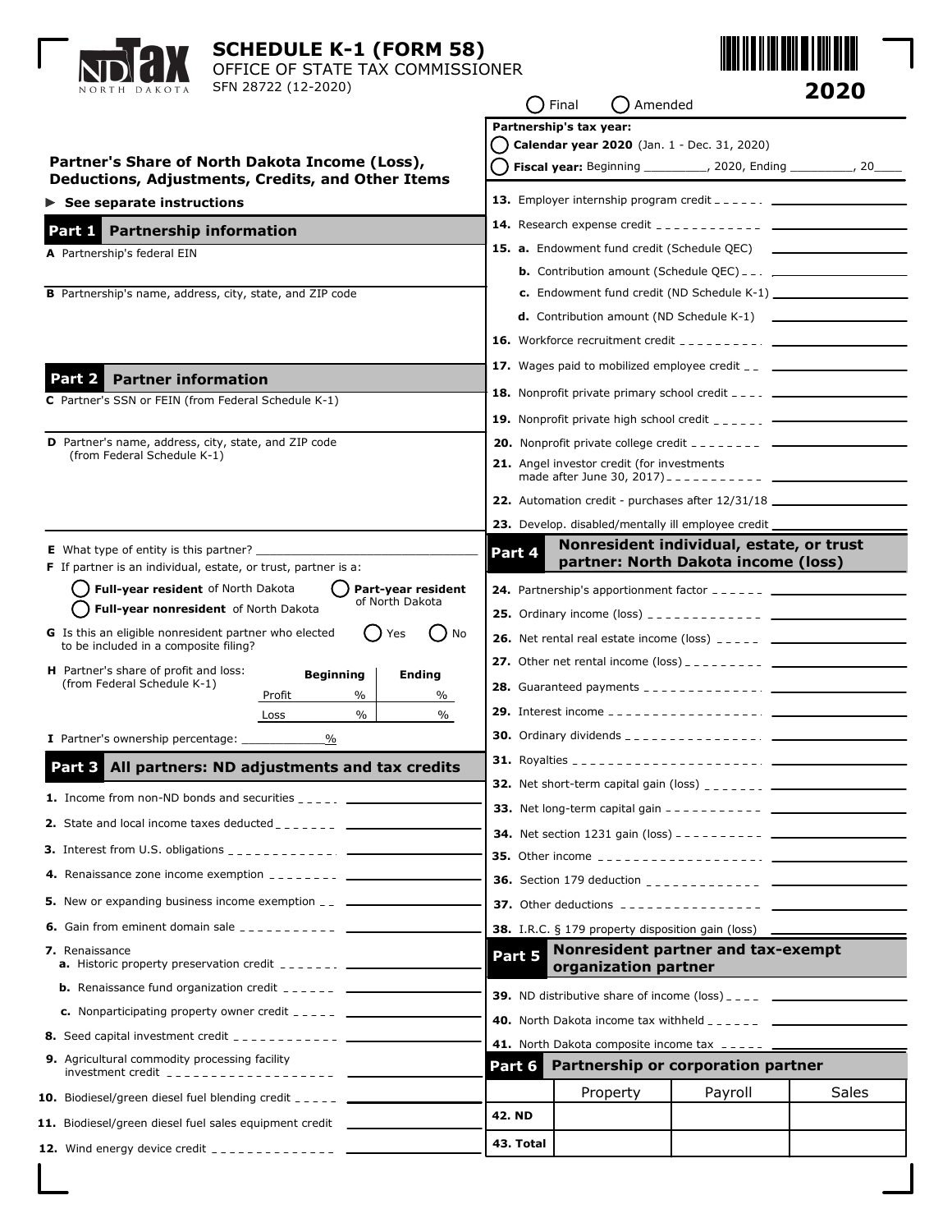# SCHEDULE K-1 (FORM 58)

OFFICE OF STATE TAX COMMISSIONER

SFN 28722 (12-2020)

**2020**

○ Final ○ Amended

## Partner's Share of North Dakota Income (Loss), Deductions, Adjustments, Credits, and Other Items

► **See separate instructions**

**Partnership's tax year:**

○ **Calendar year 2020** (Jan. 1 - Dec. 31, 2020)

○ **Fiscal year:** Beginning _________, 2020, Ending _________, 20____

## Part 1 Partnership information

**A** Partnership's federal EIN

**B** Partnership's name, address, city, state, and ZIP code

## Part 2 Partner information

**C** Partner's SSN or FEIN (from Federal Schedule K-1)

**D** Partner's name, address, city, state, and ZIP code (from Federal Schedule K-1)

**E** What type of entity is this partner? ______________________________

**F** If partner is an individual, estate, or trust, partner is a:

○ **Full-year resident** of North Dakota ○ **Part-year resident** of North Dakota

○ **Full-year nonresident** of North Dakota

**G** Is this an eligible nonresident partner who elected to be included in a composite filing? ○ Yes ○ No

**H** Partner's share of profit and loss: (from Federal Schedule K-1)

| | Beginning | Ending |
|---|---|---|
| Profit | % | % |
| Loss | % | % |

**I** Partner's ownership percentage: ____________%

## Part 3 All partners: ND adjustments and tax credits

1. Income from non-ND bonds and securities ________
2. State and local income taxes deducted ________
3. Interest from U.S. obligations ________
4. Renaissance zone income exemption ________
5. New or expanding business income exemption ________
6. Gain from eminent domain sale ________
7. Renaissance
   - **a.** Historic property preservation credit ________
   - **b.** Renaissance fund organization credit ________
   - **c.** Nonparticipating property owner credit ________
8. Seed capital investment credit ________
9. Agricultural commodity processing facility investment credit ________
10. Biodiesel/green diesel fuel blending credit ________
11. Biodiesel/green diesel fuel sales equipment credit ________
12. Wind energy device credit ________
13. Employer internship program credit ________
14. Research expense credit ________
15. **a.** Endowment fund credit (Schedule QEC) ________
    - **b.** Contribution amount (Schedule QEC) ________
    - **c.** Endowment fund credit (ND Schedule K-1) ________
    - **d.** Contribution amount (ND Schedule K-1) ________
16. Workforce recruitment credit ________
17. Wages paid to mobilized employee credit ________
18. Nonprofit private primary school credit ________
19. Nonprofit private high school credit ________
20. Nonprofit private college credit ________
21. Angel investor credit (for investments made after June 30, 2017) ________
22. Automation credit - purchases after 12/31/18 ________
23. Develop. disabled/mentally ill employee credit ________

## Part 4 Nonresident individual, estate, or trust partner: North Dakota income (loss)

24. Partnership's apportionment factor ________
25. Ordinary income (loss) ________
26. Net rental real estate income (loss) ________
27. Other net rental income (loss) ________
28. Guaranteed payments ________
29. Interest income ________
30. Ordinary dividends ________
31. Royalties ________
32. Net short-term capital gain (loss) ________
33. Net long-term capital gain ________
34. Net section 1231 gain (loss) ________
35. Other income ________
36. Section 179 deduction ________
37. Other deductions ________
38. I.R.C. § 179 property disposition gain (loss) ________

## Part 5 Nonresident partner and tax-exempt organization partner

39. ND distributive share of income (loss) ________
40. North Dakota income tax withheld ________
41. North Dakota composite income tax ________

## Part 6 Partnership or corporation partner

| | Property | Payroll | Sales |
|---|---|---|---|
| **42. ND** | | | |
| **43. Total** | | | |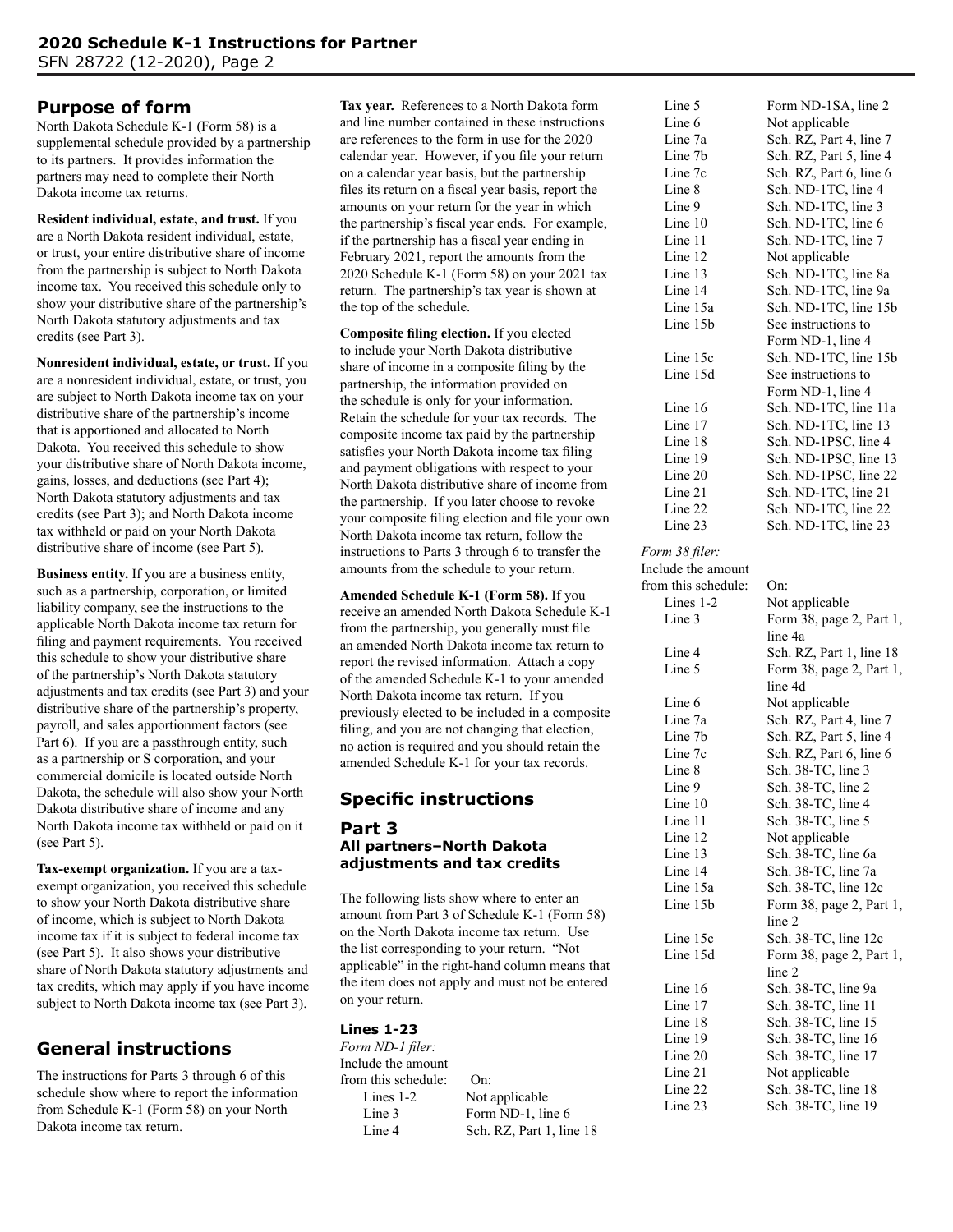## Purpose of form

North Dakota Schedule K-1 (Form 58) is a supplemental schedule provided by a partnership to its partners. It provides information the partners may need to complete their North Dakota income tax returns.

**Resident individual, estate, and trust.** If you are a North Dakota resident individual, estate, or trust, your entire distributive share of income from the partnership is subject to North Dakota income tax. You received this schedule only to show your distributive share of the partnership's North Dakota statutory adjustments and tax credits (see Part 3).

**Nonresident individual, estate, or trust.** If you are a nonresident individual, estate, or trust, you are subject to North Dakota income tax on your distributive share of the partnership's income that is apportioned and allocated to North Dakota. You received this schedule to show your distributive share of North Dakota income, gains, losses, and deductions (see Part 4); North Dakota statutory adjustments and tax credits (see Part 3); and North Dakota income tax withheld or paid on your North Dakota distributive share of income (see Part 5).

**Business entity.** If you are a business entity, such as a partnership, corporation, or limited liability company, see the instructions to the applicable North Dakota income tax return for filing and payment requirements. You received this schedule to show your distributive share of the partnership's North Dakota statutory adjustments and tax credits (see Part 3) and your distributive share of the partnership's property, payroll, and sales apportionment factors (see Part 6). If you are a passthrough entity, such as a partnership or S corporation, and your commercial domicile is located outside North Dakota, the schedule will also show your North Dakota distributive share of income and any North Dakota income tax withheld or paid on it (see Part 5).

**Tax-exempt organization.** If you are a tax-exempt organization, you received this schedule to show your North Dakota distributive share of income, which is subject to North Dakota income tax if it is subject to federal income tax (see Part 5). It also shows your distributive share of North Dakota statutory adjustments and tax credits, which may apply if you have income subject to North Dakota income tax (see Part 3).

## General instructions

The instructions for Parts 3 through 6 of this schedule show where to report the information from Schedule K-1 (Form 58) on your North Dakota income tax return.

**Tax year.** References to a North Dakota form and line number contained in these instructions are references to the form in use for the 2020 calendar year. However, if you file your return on a calendar year basis, but the partnership files its return on a fiscal year basis, report the amounts on your return for the year in which the partnership's fiscal year ends. For example, if the partnership has a fiscal year ending in February 2021, report the amounts from the 2020 Schedule K-1 (Form 58) on your 2021 tax return. The partnership's tax year is shown at the top of the schedule.

**Composite filing election.** If you elected to include your North Dakota distributive share of income in a composite filing by the partnership, the information provided on the schedule is only for your information. Retain the schedule for your tax records. The composite income tax paid by the partnership satisfies your North Dakota income tax filing and payment obligations with respect to your North Dakota distributive share of income from the partnership. If you later choose to revoke your composite filing election and file your own North Dakota income tax return, follow the instructions to Parts 3 through 6 to transfer the amounts from the schedule to your return.

**Amended Schedule K-1 (Form 58).** If you receive an amended North Dakota Schedule K-1 from the partnership, you generally must file an amended North Dakota income tax return to report the revised information. Attach a copy of the amended Schedule K-1 to your amended North Dakota income tax return. If you previously elected to be included in a composite filing, and you are not changing that election, no action is required and you should retain the amended Schedule K-1 for your tax records.

## Specific instructions

### Part 3
### All partners–North Dakota adjustments and tax credits

The following lists show where to enter an amount from Part 3 of Schedule K-1 (Form 58) on the North Dakota income tax return. Use the list corresponding to your return. "Not applicable" in the right-hand column means that the item does not apply and must not be entered on your return.

#### Lines 1-23

*Form ND-1 filer:*

| Include the amount from this schedule: | On: |
|---|---|
| Lines 1-2 | Not applicable |
| Line 3 | Form ND-1, line 6 |
| Line 4 | Sch. RZ, Part 1, line 18 |
| Line 5 | Form ND-1SA, line 2 |
| Line 6 | Not applicable |
| Line 7a | Sch. RZ, Part 4, line 7 |
| Line 7b | Sch. RZ, Part 5, line 4 |
| Line 7c | Sch. RZ, Part 6, line 6 |
| Line 8 | Sch. ND-1TC, line 4 |
| Line 9 | Sch. ND-1TC, line 3 |
| Line 10 | Sch. ND-1TC, line 6 |
| Line 11 | Sch. ND-1TC, line 7 |
| Line 12 | Not applicable |
| Line 13 | Sch. ND-1TC, line 8a |
| Line 14 | Sch. ND-1TC, line 9a |
| Line 15a | Sch. ND-1TC, line 15b |
| Line 15b | See instructions to Form ND-1, line 4 |
| Line 15c | Sch. ND-1TC, line 15b |
| Line 15d | See instructions to Form ND-1, line 4 |
| Line 16 | Sch. ND-1TC, line 11a |
| Line 17 | Sch. ND-1TC, line 13 |
| Line 18 | Sch. ND-1PSC, line 4 |
| Line 19 | Sch. ND-1PSC, line 13 |
| Line 20 | Sch. ND-1PSC, line 22 |
| Line 21 | Sch. ND-1TC, line 21 |
| Line 22 | Sch. ND-1TC, line 22 |
| Line 23 | Sch. ND-1TC, line 23 |

*Form 38 filer:*

| Include the amount from this schedule: | On: |
|---|---|
| Lines 1-2 | Not applicable |
| Line 3 | Form 38, page 2, Part 1, line 4a |
| Line 4 | Sch. RZ, Part 1, line 18 |
| Line 5 | Form 38, page 2, Part 1, line 4d |
| Line 6 | Not applicable |
| Line 7a | Sch. RZ, Part 4, line 7 |
| Line 7b | Sch. RZ, Part 5, line 4 |
| Line 7c | Sch. RZ, Part 6, line 6 |
| Line 8 | Sch. 38-TC, line 3 |
| Line 9 | Sch. 38-TC, line 2 |
| Line 10 | Sch. 38-TC, line 4 |
| Line 11 | Sch. 38-TC, line 5 |
| Line 12 | Not applicable |
| Line 13 | Sch. 38-TC, line 6a |
| Line 14 | Sch. 38-TC, line 7a |
| Line 15a | Sch. 38-TC, line 12c |
| Line 15b | Form 38, page 2, Part 1, line 2 |
| Line 15c | Sch. 38-TC, line 12c |
| Line 15d | Form 38, page 2, Part 1, line 2 |
| Line 16 | Sch. 38-TC, line 9a |
| Line 17 | Sch. 38-TC, line 11 |
| Line 18 | Sch. 38-TC, line 15 |
| Line 19 | Sch. 38-TC, line 16 |
| Line 20 | Sch. 38-TC, line 17 |
| Line 21 | Not applicable |
| Line 22 | Sch. 38-TC, line 18 |
| Line 23 | Sch. 38-TC, line 19 |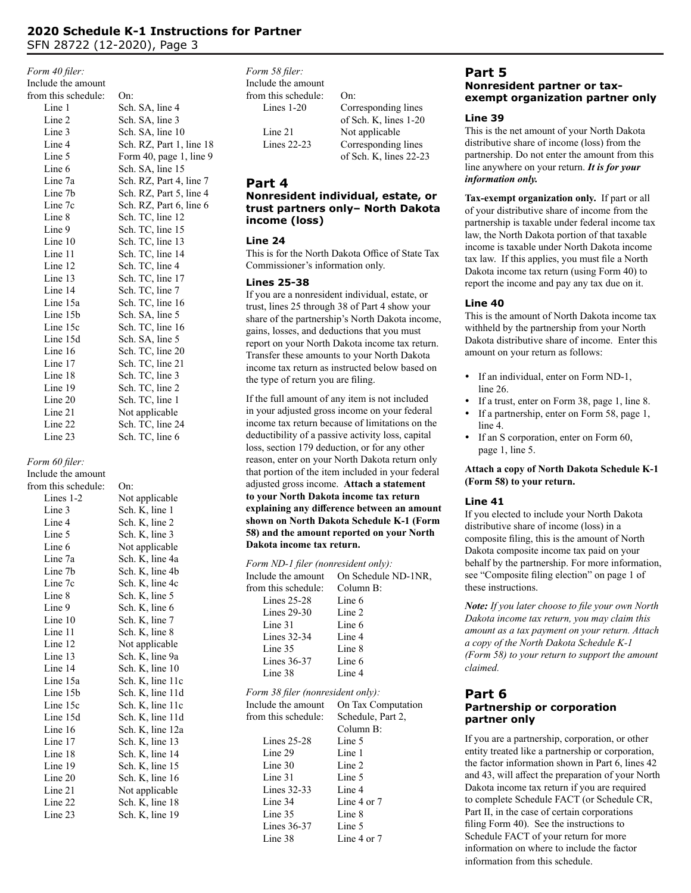*Form 40 filer:*

| Include the amount from this schedule: | On: |
|---|---|
| Line 1 | Sch. SA, line 4 |
| Line 2 | Sch. SA, line 3 |
| Line 3 | Sch. SA, line 10 |
| Line 4 | Sch. RZ, Part 1, line 18 |
| Line 5 | Form 40, page 1, line 9 |
| Line 6 | Sch. SA, line 15 |
| Line 7a | Sch. RZ, Part 4, line 7 |
| Line 7b | Sch. RZ, Part 5, line 4 |
| Line 7c | Sch. RZ, Part 6, line 6 |
| Line 8 | Sch. TC, line 12 |
| Line 9 | Sch. TC, line 15 |
| Line 10 | Sch. TC, line 13 |
| Line 11 | Sch. TC, line 14 |
| Line 12 | Sch. TC, line 4 |
| Line 13 | Sch. TC, line 17 |
| Line 14 | Sch. TC, line 7 |
| Line 15a | Sch. TC, line 16 |
| Line 15b | Sch. SA, line 5 |
| Line 15c | Sch. TC, line 16 |
| Line 15d | Sch. SA, line 5 |
| Line 16 | Sch. TC, line 20 |
| Line 17 | Sch. TC, line 21 |
| Line 18 | Sch. TC, line 3 |
| Line 19 | Sch. TC, line 2 |
| Line 20 | Sch. TC, line 1 |
| Line 21 | Not applicable |
| Line 22 | Sch. TC, line 24 |
| Line 23 | Sch. TC, line 6 |

*Form 60 filer:*

| Include the amount from this schedule: | On: |
|---|---|
| Lines 1-2 | Not applicable |
| Line 3 | Sch. K, line 1 |
| Line 4 | Sch. K, line 2 |
| Line 5 | Sch. K, line 3 |
| Line 6 | Not applicable |
| Line 7a | Sch. K, line 4a |
| Line 7b | Sch. K, line 4b |
| Line 7c | Sch. K, line 4c |
| Line 8 | Sch. K, line 5 |
| Line 9 | Sch. K, line 6 |
| Line 10 | Sch. K, line 7 |
| Line 11 | Sch. K, line 8 |
| Line 12 | Not applicable |
| Line 13 | Sch. K, line 9a |
| Line 14 | Sch. K, line 10 |
| Line 15a | Sch. K, line 11c |
| Line 15b | Sch. K, line 11d |
| Line 15c | Sch. K, line 11c |
| Line 15d | Sch. K, line 11d |
| Line 16 | Sch. K, line 12a |
| Line 17 | Sch. K, line 13 |
| Line 18 | Sch. K, line 14 |
| Line 19 | Sch. K, line 15 |
| Line 20 | Sch. K, line 16 |
| Line 21 | Not applicable |
| Line 22 | Sch. K, line 18 |
| Line 23 | Sch. K, line 19 |

*Form 58 filer:*

| Include the amount from this schedule: | On: |
|---|---|
| Lines 1-20 | Corresponding lines of Sch. K, lines 1-20 |
| Line 21 | Not applicable |
| Lines 22-23 | Corresponding lines of Sch. K, lines 22-23 |

## Part 4

### Nonresident individual, estate, or trust partners only– North Dakota income (loss)

#### Line 24

This is for the North Dakota Office of State Tax Commissioner's information only.

#### Lines 25-38

If you are a nonresident individual, estate, or trust, lines 25 through 38 of Part 4 show your share of the partnership's North Dakota income, gains, losses, and deductions that you must report on your North Dakota income tax return. Transfer these amounts to your North Dakota income tax return as instructed below based on the type of return you are filing.

If the full amount of any item is not included in your adjusted gross income on your federal income tax return because of limitations on the deductibility of a passive activity loss, capital loss, section 179 deduction, or for any other reason, enter on your North Dakota return only that portion of the item included in your federal adjusted gross income. **Attach a statement to your North Dakota income tax return explaining any difference between an amount shown on North Dakota Schedule K-1 (Form 58) and the amount reported on your North Dakota income tax return.**

*Form ND-1 filer (nonresident only):*

| Include the amount from this schedule: | On Schedule ND-1NR, Column B: |
|---|---|
| Lines 25-28 | Line 6 |
| Lines 29-30 | Line 2 |
| Line 31 | Line 6 |
| Lines 32-34 | Line 4 |
| Line 35 | Line 8 |
| Lines 36-37 | Line 6 |
| Line 38 | Line 4 |

*Form 38 filer (nonresident only):*

| Include the amount from this schedule: | On Tax Computation Schedule, Part 2, Column B: |
|---|---|
| Lines 25-28 | Line 5 |
| Line 29 | Line 1 |
| Line 30 | Line 2 |
| Line 31 | Line 5 |
| Lines 32-33 | Line 4 |
| Line 34 | Line 4 or 7 |
| Line 35 | Line 8 |
| Lines 36-37 | Line 5 |
| Line 38 | Line 4 or 7 |

## Part 5

### Nonresident partner or tax-exempt organization partner only

#### Line 39

This is the net amount of your North Dakota distributive share of income (loss) from the partnership. Do not enter the amount from this line anywhere on your return. ***It is for your information only.***

**Tax-exempt organization only.** If part or all of your distributive share of income from the partnership is taxable under federal income tax law, the North Dakota portion of that taxable income is taxable under North Dakota income tax law. If this applies, you must file a North Dakota income tax return (using Form 40) to report the income and pay any tax due on it.

#### Line 40

This is the amount of North Dakota income tax withheld by the partnership from your North Dakota distributive share of income. Enter this amount on your return as follows:

- If an individual, enter on Form ND-1, line 26.
- If a trust, enter on Form 38, page 1, line 8.
- If a partnership, enter on Form 58, page 1, line 4.
- If an S corporation, enter on Form 60, page 1, line 5.

**Attach a copy of North Dakota Schedule K-1 (Form 58) to your return.**

#### Line 41

If you elected to include your North Dakota distributive share of income (loss) in a composite filing, this is the amount of North Dakota composite income tax paid on your behalf by the partnership. For more information, see "Composite filing election" on page 1 of these instructions.

***Note:*** *If you later choose to file your own North Dakota income tax return, you may claim this amount as a tax payment on your return. Attach a copy of the North Dakota Schedule K-1 (Form 58) to your return to support the amount claimed.*

## Part 6

### Partnership or corporation partner only

If you are a partnership, corporation, or other entity treated like a partnership or corporation, the factor information shown in Part 6, lines 42 and 43, will affect the preparation of your North Dakota income tax return if you are required to complete Schedule FACT (or Schedule CR, Part II, in the case of certain corporations filing Form 40). See the instructions to Schedule FACT of your return for more information on where to include the factor information from this schedule.